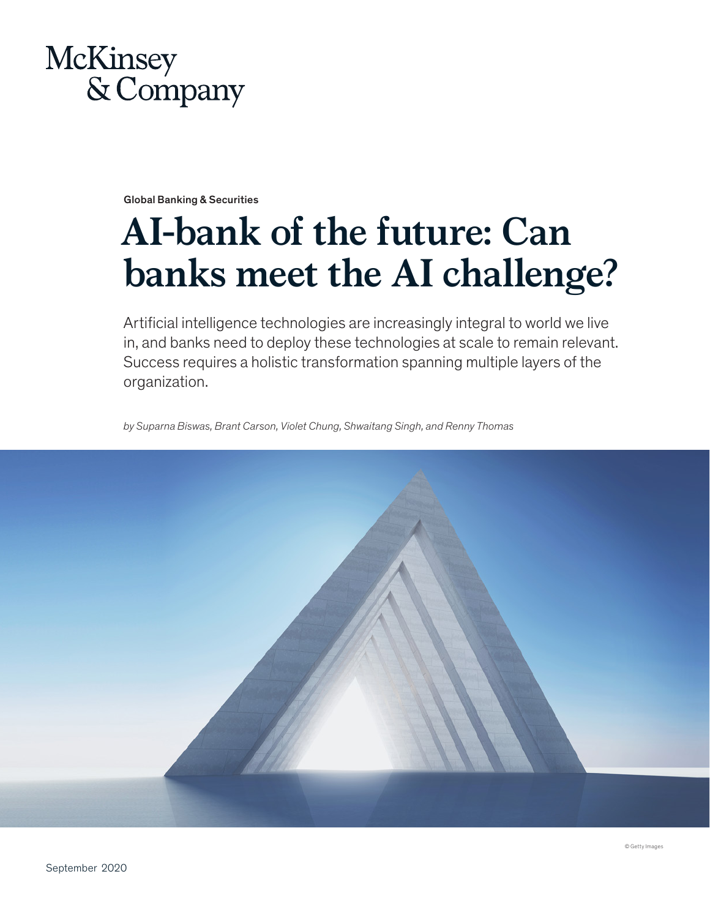McKinsey & Company

Global Banking & Securities

# AI-bank of the future: Can banks meet the AI challenge?

Artificial intelligence technologies are increasingly integral to world we live in, and banks need to deploy these technologies at scale to remain relevant. Success requires a holistic transformation spanning multiple layers of the organization.

*by Suparna Biswas, Brant Carson, Violet Chung, Shwaitang Singh, and Renny Thomas*

© Getty Images

September 2020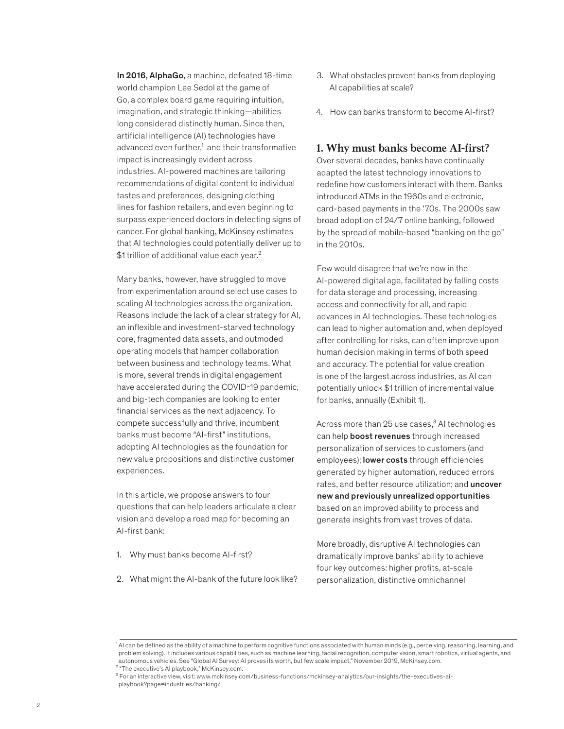**In 2016, AlphaGo**, a machine, defeated 18-time world champion Lee Sedol at the game of Go, a complex board game requiring intuition, imagination, and strategic thinking—abilities long considered distinctly human. Since then, artificial intelligence (AI) technologies have advanced even further,[1] and their transformative impact is increasingly evident across industries. AI-powered machines are tailoring recommendations of digital content to individual tastes and preferences, designing clothing lines for fashion retailers, and even beginning to surpass experienced doctors in detecting signs of cancer. For global banking, McKinsey estimates that AI technologies could potentially deliver up to $1 trillion of additional value each year.[2]

Many banks, however, have struggled to move from experimentation around select use cases to scaling AI technologies across the organization. Reasons include the lack of a clear strategy for AI, an inflexible and investment-starved technology core, fragmented data assets, and outmoded operating models that hamper collaboration between business and technology teams. What is more, several trends in digital engagement have accelerated during the COVID-19 pandemic, and big-tech companies are looking to enter financial services as the next adjacency. To compete successfully and thrive, incumbent banks must become "AI-first" institutions, adopting AI technologies as the foundation for new value propositions and distinctive customer experiences.

In this article, we propose answers to four questions that can help leaders articulate a clear vision and develop a road map for becoming an AI-first bank:

1. Why must banks become AI-first?
2. What might the AI-bank of the future look like?
3. What obstacles prevent banks from deploying AI capabilities at scale?
4. How can banks transform to become AI-first?

## 1. Why must banks become AI-first?

Over several decades, banks have continually adapted the latest technology innovations to redefine how customers interact with them. Banks introduced ATMs in the 1960s and electronic, card-based payments in the '70s. The 2000s saw broad adoption of 24/7 online banking, followed by the spread of mobile-based "banking on the go" in the 2010s.

Few would disagree that we're now in the AI-powered digital age, facilitated by falling costs for data storage and processing, increasing access and connectivity for all, and rapid advances in AI technologies. These technologies can lead to higher automation and, when deployed after controlling for risks, can often improve upon human decision making in terms of both speed and accuracy. The potential for value creation is one of the largest across industries, as AI can potentially unlock $1 trillion of incremental value for banks, annually (Exhibit 1).

Across more than 25 use cases,[3] AI technologies can help **boost revenues** through increased personalization of services to customers (and employees); **lower costs** through efficiencies generated by higher automation, reduced errors rates, and better resource utilization; and **uncover new and previously unrealized opportunities** based on an improved ability to process and generate insights from vast troves of data.

More broadly, disruptive AI technologies can dramatically improve banks' ability to achieve four key outcomes: higher profits, at-scale personalization, distinctive omnichannel

---

[1] AI can be defined as the ability of a machine to perform cognitive functions associated with human minds (e.g., perceiving, reasoning, learning, and problem solving). It includes various capabilities, such as machine learning, facial recognition, computer vision, smart robotics, virtual agents, and autonomous vehicles. See "Global AI Survey: AI proves its worth, but few scale impact," November 2019, McKinsey.com.

[2] "The executive's AI playbook," McKinsey.com.

[3] For an interactive view, visit: www.mckinsey.com/business-functions/mckinsey-analytics/our-insights/the-executives-ai-playbook?page=industries/banking/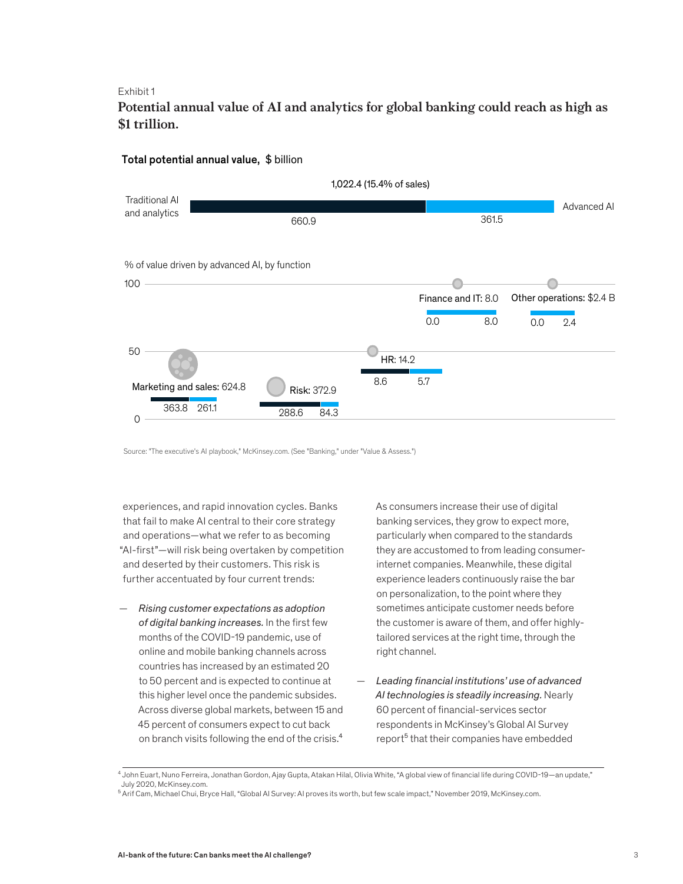Exhibit 1

**Potential annual value of AI and analytics for global banking could reach as high as $1 trillion.**

**Total potential annual value,** $ billion

1,022.4 (15.4% of sales)

Traditional AI and analytics: 660.9

Advanced AI: 361.5

% of value driven by advanced AI, by function

| Function | Total | Traditional AI and analytics | Advanced AI |
|---|---|---|---|
| Marketing and sales | 624.8 | 363.8 | 261.1 |
| Risk | 372.9 | 288.6 | 84.3 |
| HR | 14.2 | 8.6 | 5.7 |
| Finance and IT | 8.0 | 0.0 | 8.0 |
| Other operations | $2.4 B | 0.0 | 2.4 |

Source: "The executive's AI playbook," McKinsey.com. (See "Banking," under "Value & Assess.")

experiences, and rapid innovation cycles. Banks that fail to make AI central to their core strategy and operations—what we refer to as becoming "AI-first"—will risk being overtaken by competition and deserted by their customers. This risk is further accentuated by four current trends:

— *Rising customer expectations as adoption of digital banking increases.* In the first few months of the COVID-19 pandemic, use of online and mobile banking channels across countries has increased by an estimated 20 to 50 percent and is expected to continue at this higher level once the pandemic subsides. Across diverse global markets, between 15 and 45 percent of consumers expect to cut back on branch visits following the end of the crisis.[4] As consumers increase their use of digital banking services, they grow to expect more, particularly when compared to the standards they are accustomed to from leading consumer-internet companies. Meanwhile, these digital experience leaders continuously raise the bar on personalization, to the point where they sometimes anticipate customer needs before the customer is aware of them, and offer highly-tailored services at the right time, through the right channel.

— *Leading financial institutions' use of advanced AI technologies is steadily increasing.* Nearly 60 percent of financial-services sector respondents in McKinsey's Global AI Survey report[5] that their companies have embedded

[4] John Euart, Nuno Ferreira, Jonathan Gordon, Ajay Gupta, Atakan Hilal, Olivia White, "A global view of financial life during COVID-19—an update," July 2020, McKinsey.com.

[5] Arif Cam, Michael Chui, Bryce Hall, "Global AI Survey: AI proves its worth, but few scale impact," November 2019, McKinsey.com.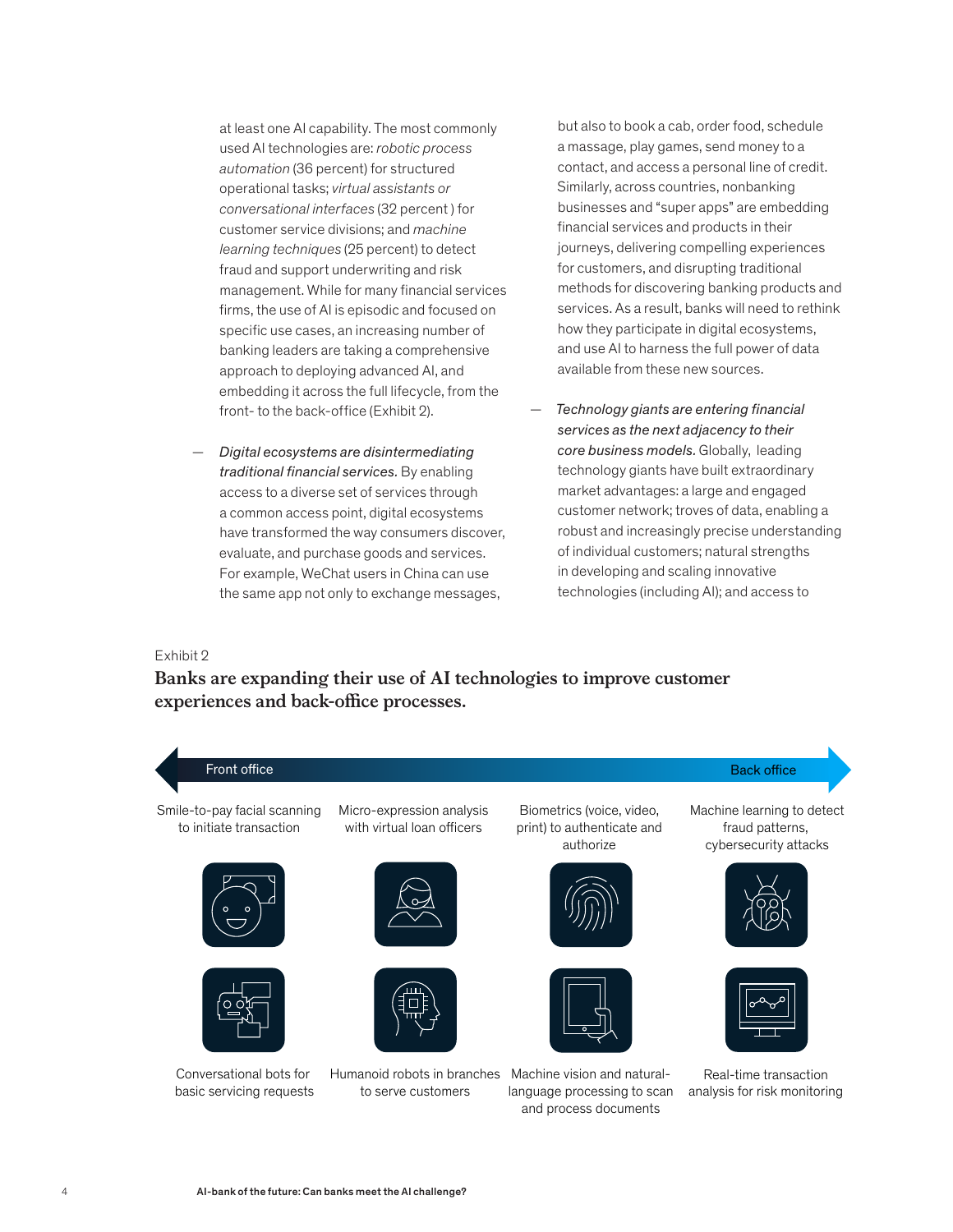at least one AI capability. The most commonly used AI technologies are: *robotic process automation* (36 percent) for structured operational tasks; *virtual assistants or conversational interfaces* (32 percent ) for customer service divisions; and *machine learning techniques* (25 percent) to detect fraud and support underwriting and risk management. While for many financial services firms, the use of AI is episodic and focused on specific use cases, an increasing number of banking leaders are taking a comprehensive approach to deploying advanced AI, and embedding it across the full lifecycle, from the front- to the back-office (Exhibit 2).

— *Digital ecosystems are disintermediating traditional financial services.* By enabling access to a diverse set of services through a common access point, digital ecosystems have transformed the way consumers discover, evaluate, and purchase goods and services. For example, WeChat users in China can use the same app not only to exchange messages, but also to book a cab, order food, schedule a massage, play games, send money to a contact, and access a personal line of credit. Similarly, across countries, nonbanking businesses and "super apps" are embedding financial services and products in their journeys, delivering compelling experiences for customers, and disrupting traditional methods for discovering banking products and services. As a result, banks will need to rethink how they participate in digital ecosystems, and use AI to harness the full power of data available from these new sources.

— *Technology giants are entering financial services as the next adjacency to their core business models.* Globally, leading technology giants have built extraordinary market advantages: a large and engaged customer network; troves of data, enabling a robust and increasingly precise understanding of individual customers; natural strengths in developing and scaling innovative technologies (including AI); and access to

Exhibit 2

**Banks are expanding their use of AI technologies to improve customer experiences and back-office processes.**

Front office → Back office

- Smile-to-pay facial scanning to initiate transaction
- Micro-expression analysis with virtual loan officers
- Biometrics (voice, video, print) to authenticate and authorize
- Machine learning to detect fraud patterns, cybersecurity attacks
- Conversational bots for basic servicing requests
- Humanoid robots in branches to serve customers
- Machine vision and natural-language processing to scan and process documents
- Real-time transaction analysis for risk monitoring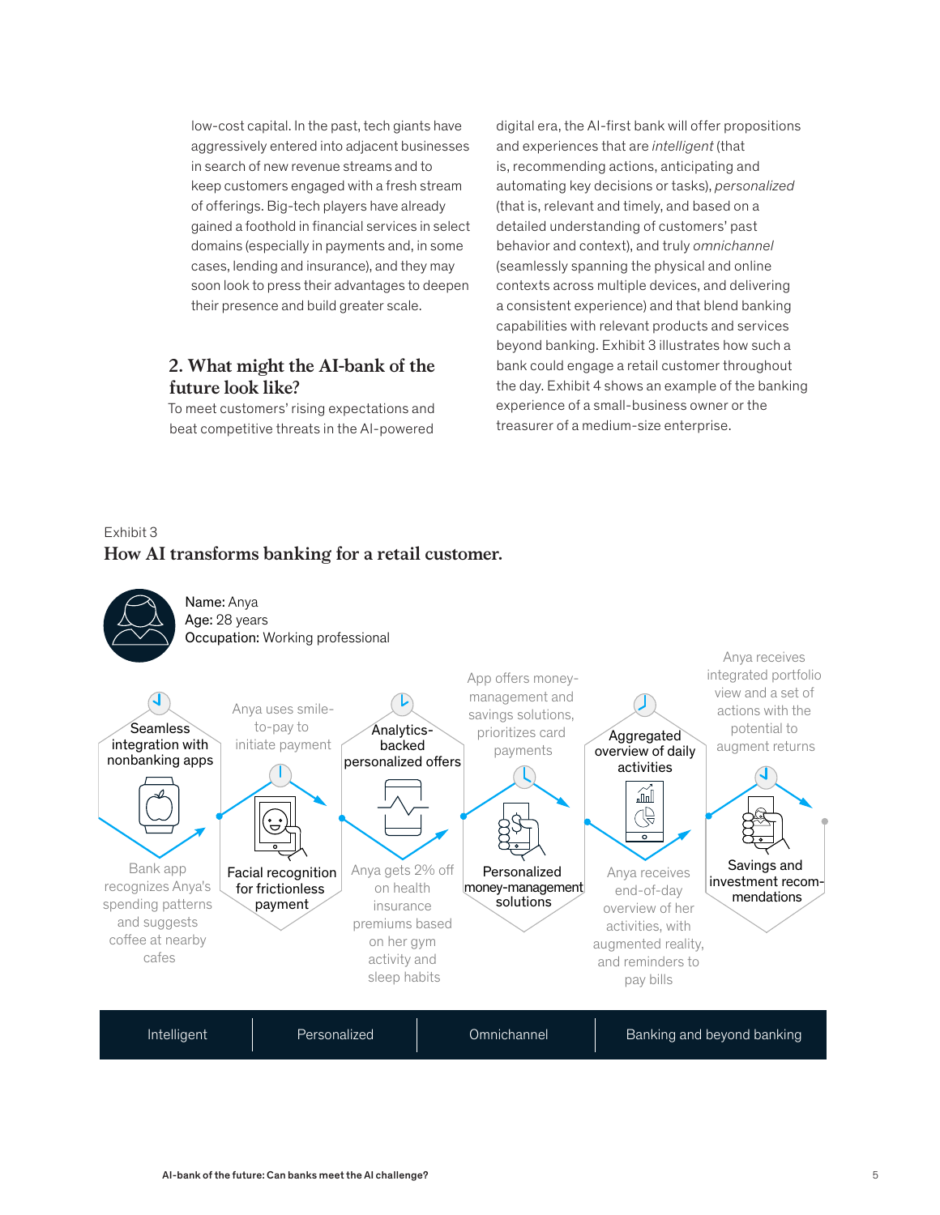low-cost capital. In the past, tech giants have aggressively entered into adjacent businesses in search of new revenue streams and to keep customers engaged with a fresh stream of offerings. Big-tech players have already gained a foothold in financial services in select domains (especially in payments and, in some cases, lending and insurance), and they may soon look to press their advantages to deepen their presence and build greater scale.

## 2. What might the AI-bank of the future look like?

To meet customers' rising expectations and beat competitive threats in the AI-powered digital era, the AI-first bank will offer propositions and experiences that are *intelligent* (that is, recommending actions, anticipating and automating key decisions or tasks), *personalized* (that is, relevant and timely, and based on a detailed understanding of customers' past behavior and context), and truly *omnichannel* (seamlessly spanning the physical and online contexts across multiple devices, and delivering a consistent experience) and that blend banking capabilities with relevant products and services beyond banking. Exhibit 3 illustrates how such a bank could engage a retail customer throughout the day. Exhibit 4 shows an example of the banking experience of a small-business owner or the treasurer of a medium-size enterprise.

Exhibit 3

**How AI transforms banking for a retail customer.**

**Name:** Anya
**Age:** 28 years
**Occupation:** Working professional

- **Seamless integration with nonbanking apps** — Bank app recognizes Anya's spending patterns and suggests coffee at nearby cafes
- **Facial recognition for frictionless payment** — Anya uses smile-to-pay to initiate payment
- **Analytics-backed personalized offers** — Anya gets 2% off on health insurance premiums based on her gym activity and sleep habits
- **Personalized money-management solutions** — App offers money-management and savings solutions, prioritizes card payments
- **Aggregated overview of daily activities** — Anya receives end-of-day overview of her activities, with augmented reality, and reminders to pay bills
- **Savings and investment recommendations** — Anya receives integrated portfolio view and a set of actions with the potential to augment returns

Intelligent | Personalized | Omnichannel | Banking and beyond banking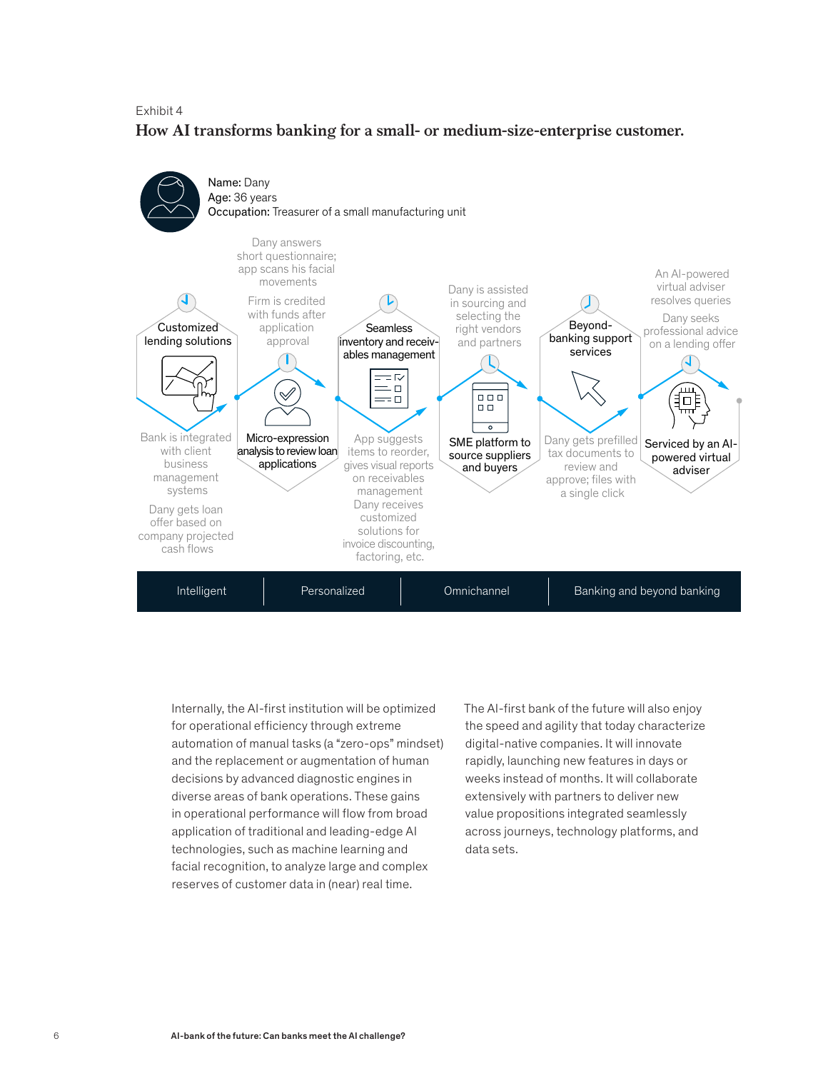Exhibit 4

## How AI transforms banking for a small- or medium-size-enterprise customer.

**Name:** Dany
**Age:** 36 years
**Occupation:** Treasurer of a small manufacturing unit

**Customized lending solutions**
- Bank is integrated with client business management systems
- Dany gets loan offer based on company projected cash flows

**Micro-expression analysis to review loan applications**
- Dany answers short questionnaire; app scans his facial movements
- Firm is credited with funds after application approval

**Seamless inventory and receivables management**
- App suggests items to reorder, gives visual reports on receivables management
- Dany receives customized solutions for invoice discounting, factoring, etc.

**SME platform to source suppliers and buyers**
- Dany is assisted in sourcing and selecting the right vendors and partners

**Beyond-banking support services**
- Dany gets prefilled tax documents to review and approve; files with a single click

**Serviced by an AI-powered virtual adviser**
- An AI-powered virtual adviser resolves queries
- Dany seeks professional advice on a lending offer

Intelligent | Personalized | Omnichannel | Banking and beyond banking

Internally, the AI-first institution will be optimized for operational efficiency through extreme automation of manual tasks (a "zero-ops" mindset) and the replacement or augmentation of human decisions by advanced diagnostic engines in diverse areas of bank operations. These gains in operational performance will flow from broad application of traditional and leading-edge AI technologies, such as machine learning and facial recognition, to analyze large and complex reserves of customer data in (near) real time.

The AI-first bank of the future will also enjoy the speed and agility that today characterize digital-native companies. It will innovate rapidly, launching new features in days or weeks instead of months. It will collaborate extensively with partners to deliver new value propositions integrated seamlessly across journeys, technology platforms, and data sets.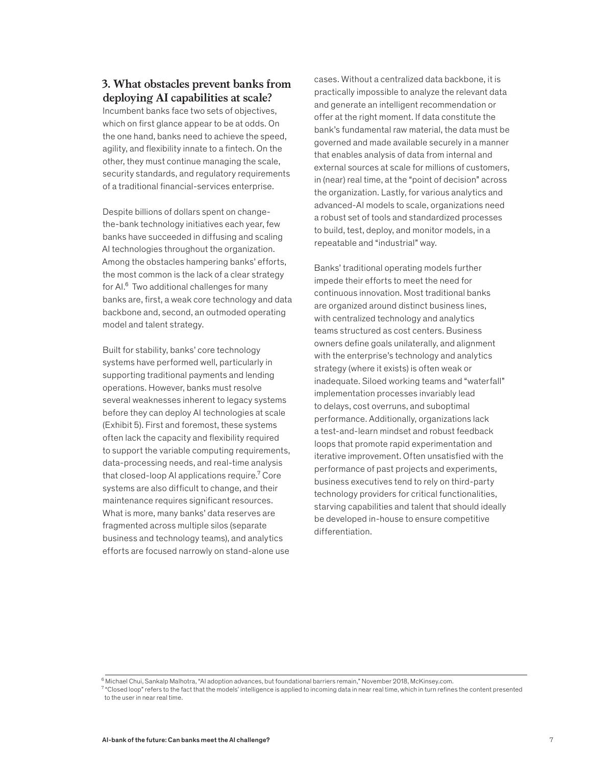## 3. What obstacles prevent banks from deploying AI capabilities at scale?

Incumbent banks face two sets of objectives, which on first glance appear to be at odds. On the one hand, banks need to achieve the speed, agility, and flexibility innate to a fintech. On the other, they must continue managing the scale, security standards, and regulatory requirements of a traditional financial-services enterprise.

Despite billions of dollars spent on change-the-bank technology initiatives each year, few banks have succeeded in diffusing and scaling AI technologies throughout the organization. Among the obstacles hampering banks' efforts, the most common is the lack of a clear strategy for AI.[6] Two additional challenges for many banks are, first, a weak core technology and data backbone and, second, an outmoded operating model and talent strategy.

Built for stability, banks' core technology systems have performed well, particularly in supporting traditional payments and lending operations. However, banks must resolve several weaknesses inherent to legacy systems before they can deploy AI technologies at scale (Exhibit 5). First and foremost, these systems often lack the capacity and flexibility required to support the variable computing requirements, data-processing needs, and real-time analysis that closed-loop AI applications require.[7] Core systems are also difficult to change, and their maintenance requires significant resources. What is more, many banks' data reserves are fragmented across multiple silos (separate business and technology teams), and analytics efforts are focused narrowly on stand-alone use cases. Without a centralized data backbone, it is practically impossible to analyze the relevant data and generate an intelligent recommendation or offer at the right moment. If data constitute the bank's fundamental raw material, the data must be governed and made available securely in a manner that enables analysis of data from internal and external sources at scale for millions of customers, in (near) real time, at the "point of decision" across the organization. Lastly, for various analytics and advanced-AI models to scale, organizations need a robust set of tools and standardized processes to build, test, deploy, and monitor models, in a repeatable and "industrial" way.

Banks' traditional operating models further impede their efforts to meet the need for continuous innovation. Most traditional banks are organized around distinct business lines, with centralized technology and analytics teams structured as cost centers. Business owners define goals unilaterally, and alignment with the enterprise's technology and analytics strategy (where it exists) is often weak or inadequate. Siloed working teams and "waterfall" implementation processes invariably lead to delays, cost overruns, and suboptimal performance. Additionally, organizations lack a test-and-learn mindset and robust feedback loops that promote rapid experimentation and iterative improvement. Often unsatisfied with the performance of past projects and experiments, business executives tend to rely on third-party technology providers for critical functionalities, starving capabilities and talent that should ideally be developed in-house to ensure competitive differentiation.

---

[6] Michael Chui, Sankalp Malhotra, "AI adoption advances, but foundational barriers remain," November 2018, McKinsey.com.

[7] "Closed loop" refers to the fact that the models' intelligence is applied to incoming data in near real time, which in turn refines the content presented to the user in near real time.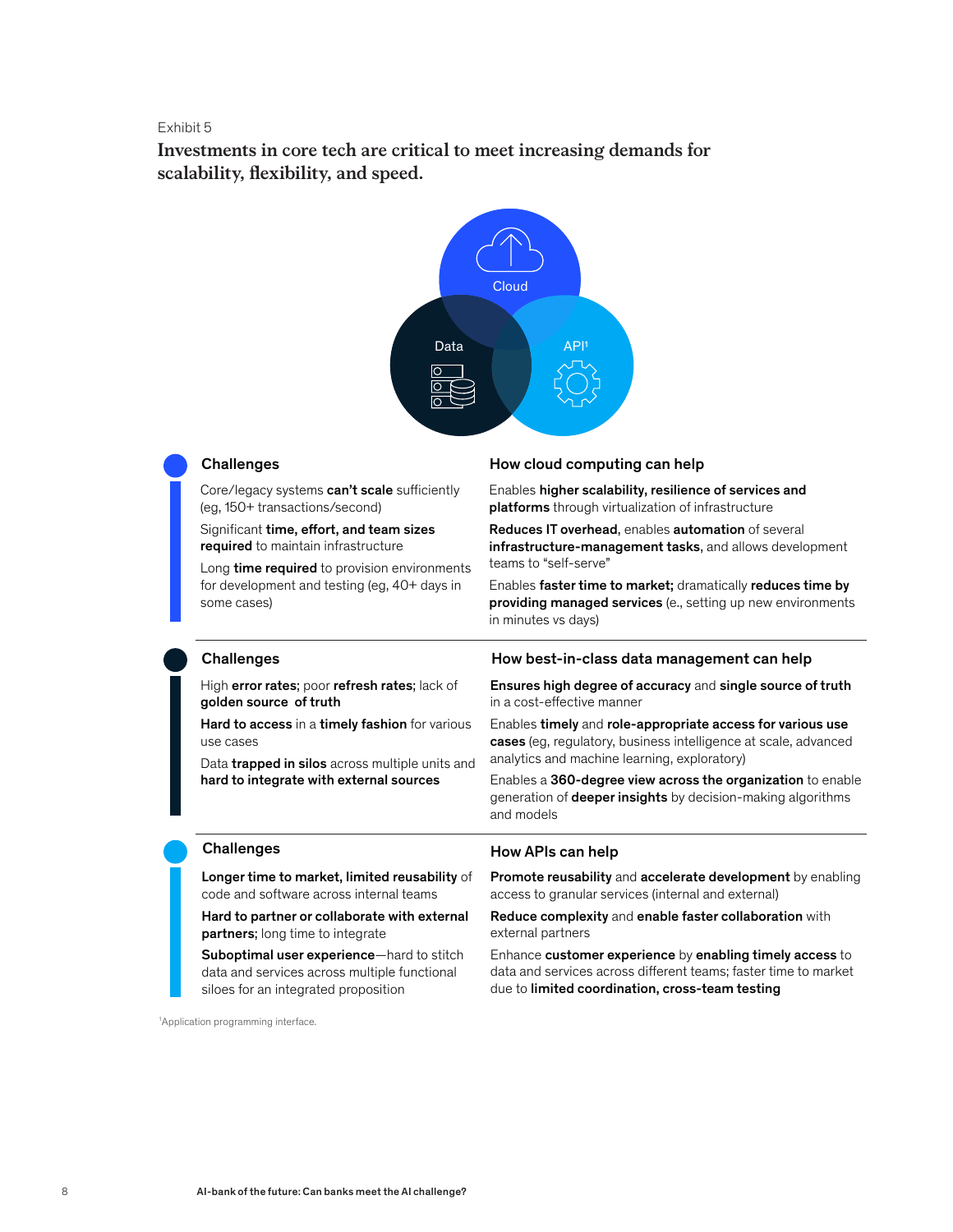Exhibit 5

**Investments in core tech are critical to meet increasing demands for scalability, flexibility, and speed.**

Cloud

Data

API[1]

#### Challenges

Core/legacy systems **can't scale** sufficiently (eg, 150+ transactions/second)

Significant **time, effort, and team sizes required** to maintain infrastructure

Long **time required** to provision environments for development and testing (eg, 40+ days in some cases)

#### How cloud computing can help

Enables **higher scalability, resilience of services and platforms** through virtualization of infrastructure

**Reduces IT overhead**, enables **automation** of several **infrastructure-management tasks**, and allows development teams to "self-serve"

Enables **faster time to market;** dramatically **reduces time by providing managed services** (e., setting up new environments in minutes vs days)

#### Challenges

High **error rates**; poor **refresh rates**; lack of **golden source of truth**

**Hard to access** in a **timely fashion** for various use cases

Data **trapped in silos** across multiple units and **hard to integrate with external sources**

#### How best-in-class data management can help

**Ensures high degree of accuracy** and **single source of truth** in a cost-effective manner

Enables **timely** and **role-appropriate access for various use cases** (eg, regulatory, business intelligence at scale, advanced analytics and machine learning, exploratory)

Enables a **360-degree view across the organization** to enable generation of **deeper insights** by decision-making algorithms and models

#### Challenges

**Longer time to market, limited reusability** of code and software across internal teams

**Hard to partner or collaborate with external partners**; long time to integrate

**Suboptimal user experience**—hard to stitch data and services across multiple functional siloes for an integrated proposition

#### How APIs can help

**Promote reusability** and **accelerate development** by enabling access to granular services (internal and external)

**Reduce complexity** and **enable faster collaboration** with external partners

Enhance **customer experience** by **enabling timely access** to data and services across different teams; faster time to market due to **limited coordination, cross-team testing**

[1]Application programming interface.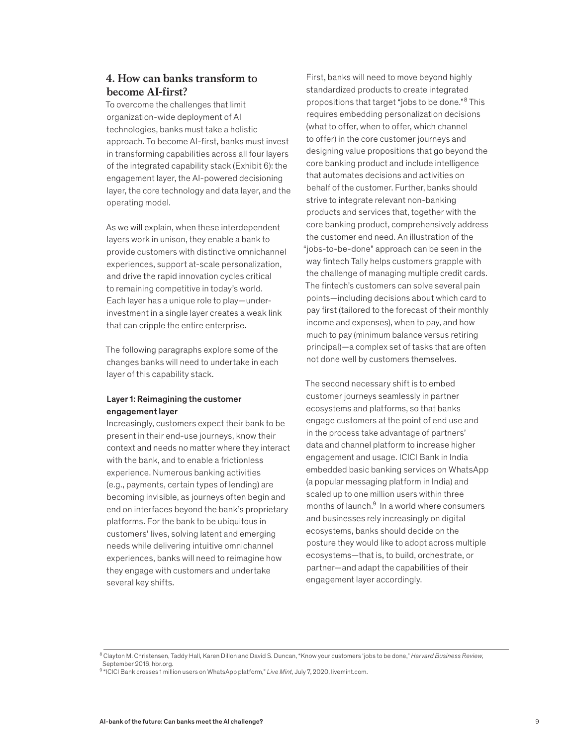## 4. How can banks transform to become AI-first?

To overcome the challenges that limit organization-wide deployment of AI technologies, banks must take a holistic approach. To become AI-first, banks must invest in transforming capabilities across all four layers of the integrated capability stack (Exhibit 6): the engagement layer, the AI-powered decisioning layer, the core technology and data layer, and the operating model.

As we will explain, when these interdependent layers work in unison, they enable a bank to provide customers with distinctive omnichannel experiences, support at-scale personalization, and drive the rapid innovation cycles critical to remaining competitive in today's world. Each layer has a unique role to play—under-investment in a single layer creates a weak link that can cripple the entire enterprise.

The following paragraphs explore some of the changes banks will need to undertake in each layer of this capability stack.

### Layer 1: Reimagining the customer engagement layer

Increasingly, customers expect their bank to be present in their end-use journeys, know their context and needs no matter where they interact with the bank, and to enable a frictionless experience. Numerous banking activities (e.g., payments, certain types of lending) are becoming invisible, as journeys often begin and end on interfaces beyond the bank's proprietary platforms. For the bank to be ubiquitous in customers' lives, solving latent and emerging needs while delivering intuitive omnichannel experiences, banks will need to reimagine how they engage with customers and undertake several key shifts.

First, banks will need to move beyond highly standardized products to create integrated propositions that target "jobs to be done."[8] This requires embedding personalization decisions (what to offer, when to offer, which channel to offer) in the core customer journeys and designing value propositions that go beyond the core banking product and include intelligence that automates decisions and activities on behalf of the customer. Further, banks should strive to integrate relevant non-banking products and services that, together with the core banking product, comprehensively address the customer end need. An illustration of the "jobs-to-be-done" approach can be seen in the way fintech Tally helps customers grapple with the challenge of managing multiple credit cards. The fintech's customers can solve several pain points—including decisions about which card to pay first (tailored to the forecast of their monthly income and expenses), when to pay, and how much to pay (minimum balance versus retiring principal)—a complex set of tasks that are often not done well by customers themselves.

The second necessary shift is to embed customer journeys seamlessly in partner ecosystems and platforms, so that banks engage customers at the point of end use and in the process take advantage of partners' data and channel platform to increase higher engagement and usage. ICICI Bank in India embedded basic banking services on WhatsApp (a popular messaging platform in India) and scaled up to one million users within three months of launch.[9] In a world where consumers and businesses rely increasingly on digital ecosystems, banks should decide on the posture they would like to adopt across multiple ecosystems—that is, to build, orchestrate, or partner—and adapt the capabilities of their engagement layer accordingly.

---

[8] Clayton M. Christensen, Taddy Hall, Karen Dillon and David S. Duncan, "Know your customers 'jobs to be done,'" *Harvard Business Review*, September 2016, hbr.org.

[9] "ICICI Bank crosses 1 million users on WhatsApp platform," *Live Mint*, July 7, 2020, livemint.com.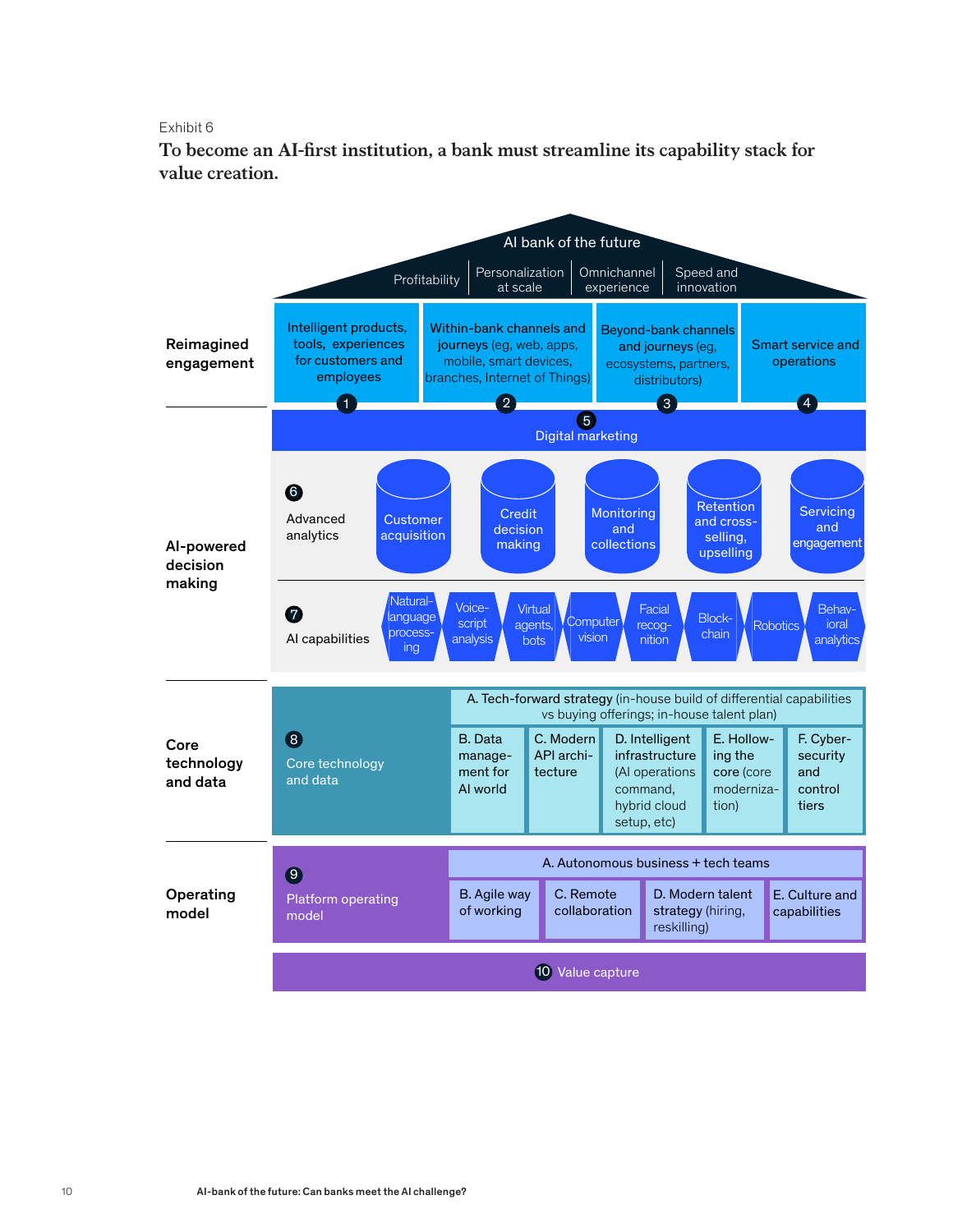Exhibit 6

**To become an AI-first institution, a bank must streamline its capability stack for value creation.**

**AI bank of the future**

Profitability | Personalization at scale | Omnichannel experience | Speed and innovation

**Reimagined engagement**

1. Intelligent products, tools, experiences for customers and employees
2. Within-bank channels and journeys (eg, web, apps, mobile, smart devices, branches, Internet of Things)
3. Beyond-bank channels and journeys (eg, ecosystems, partners, distributors)
4. Smart service and operations
5. Digital marketing

**AI-powered decision making**

6. Advanced analytics
   - Customer acquisition
   - Credit decision making
   - Monitoring and collections
   - Retention and cross-selling, upselling
   - Servicing and engagement
7. AI capabilities
   - Natural-language processing
   - Voice-script analysis
   - Virtual agents, bots
   - Computer vision
   - Facial recognition
   - Blockchain
   - Robotics
   - Behavioral analytics

**Core technology and data**

8. Core technology and data
   - A. Tech-forward strategy (in-house build of differential capabilities vs buying offerings; in-house talent plan)
   - B. Data management for AI world
   - C. Modern API architecture
   - D. Intelligent infrastructure (AI operations command, hybrid cloud setup, etc)
   - E. Hollowing the core (core modernization)
   - F. Cybersecurity and control tiers

**Operating model**

9. Platform operating model
   - A. Autonomous business + tech teams
   - B. Agile way of working
   - C. Remote collaboration
   - D. Modern talent strategy (hiring, reskilling)
   - E. Culture and capabilities
10. Value capture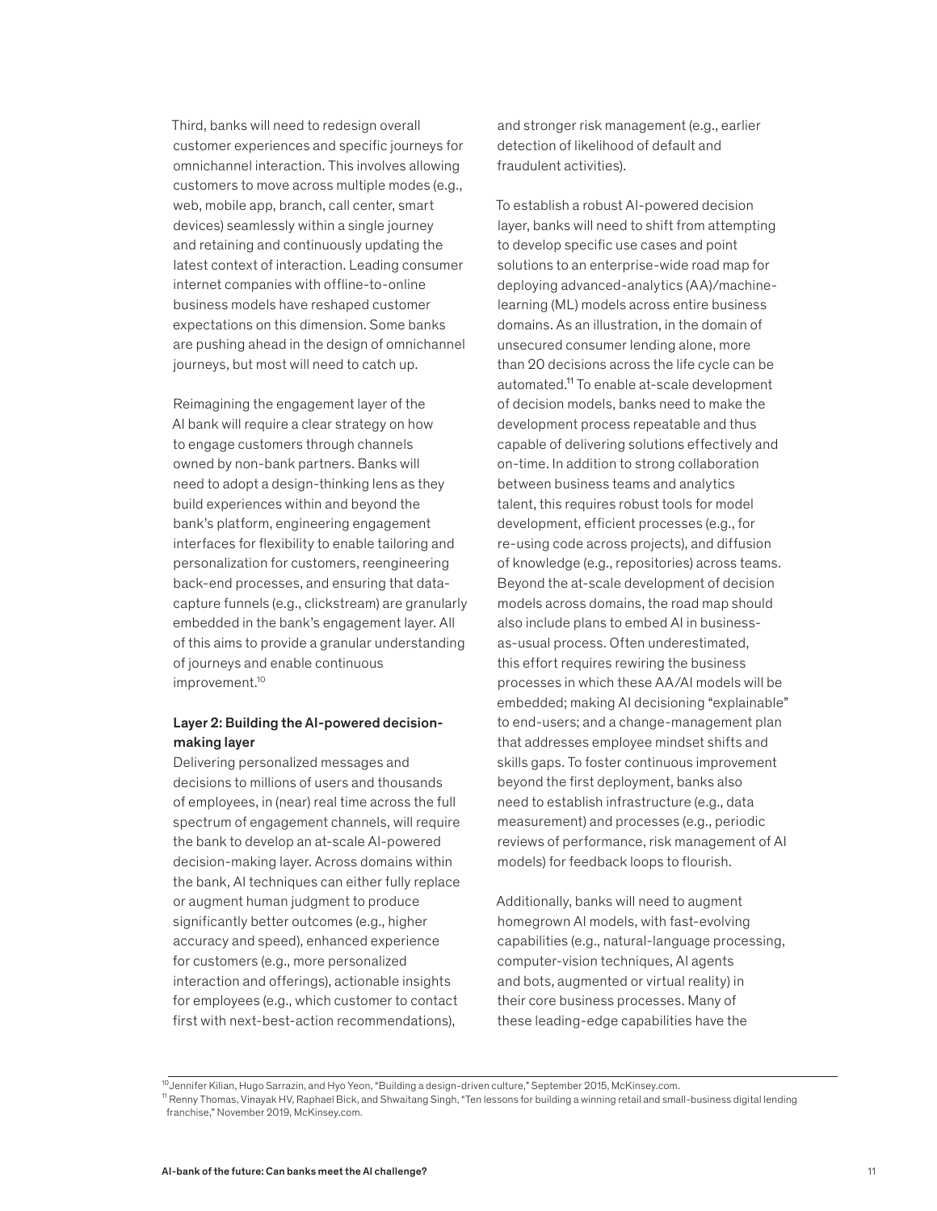Third, banks will need to redesign overall customer experiences and specific journeys for omnichannel interaction. This involves allowing customers to move across multiple modes (e.g., web, mobile app, branch, call center, smart devices) seamlessly within a single journey and retaining and continuously updating the latest context of interaction. Leading consumer internet companies with offline-to-online business models have reshaped customer expectations on this dimension. Some banks are pushing ahead in the design of omnichannel journeys, but most will need to catch up.

Reimagining the engagement layer of the AI bank will require a clear strategy on how to engage customers through channels owned by non-bank partners. Banks will need to adopt a design-thinking lens as they build experiences within and beyond the bank's platform, engineering engagement interfaces for flexibility to enable tailoring and personalization for customers, reengineering back-end processes, and ensuring that data-capture funnels (e.g., clickstream) are granularly embedded in the bank's engagement layer. All of this aims to provide a granular understanding of journeys and enable continuous improvement.[10]

**Layer 2: Building the AI-powered decision-making layer**

Delivering personalized messages and decisions to millions of users and thousands of employees, in (near) real time across the full spectrum of engagement channels, will require the bank to develop an at-scale AI-powered decision-making layer. Across domains within the bank, AI techniques can either fully replace or augment human judgment to produce significantly better outcomes (e.g., higher accuracy and speed), enhanced experience for customers (e.g., more personalized interaction and offerings), actionable insights for employees (e.g., which customer to contact first with next-best-action recommendations), and stronger risk management (e.g., earlier detection of likelihood of default and fraudulent activities).

To establish a robust AI-powered decision layer, banks will need to shift from attempting to develop specific use cases and point solutions to an enterprise-wide road map for deploying advanced-analytics (AA)/machine-learning (ML) models across entire business domains. As an illustration, in the domain of unsecured consumer lending alone, more than 20 decisions across the life cycle can be automated.[11] To enable at-scale development of decision models, banks need to make the development process repeatable and thus capable of delivering solutions effectively and on-time. In addition to strong collaboration between business teams and analytics talent, this requires robust tools for model development, efficient processes (e.g., for re-using code across projects), and diffusion of knowledge (e.g., repositories) across teams. Beyond the at-scale development of decision models across domains, the road map should also include plans to embed AI in business-as-usual process. Often underestimated, this effort requires rewiring the business processes in which these AA/AI models will be embedded; making AI decisioning "explainable" to end-users; and a change-management plan that addresses employee mindset shifts and skills gaps. To foster continuous improvement beyond the first deployment, banks also need to establish infrastructure (e.g., data measurement) and processes (e.g., periodic reviews of performance, risk management of AI models) for feedback loops to flourish.

Additionally, banks will need to augment homegrown AI models, with fast-evolving capabilities (e.g., natural-language processing, computer-vision techniques, AI agents and bots, augmented or virtual reality) in their core business processes. Many of these leading-edge capabilities have the

---

[10] Jennifer Kilian, Hugo Sarrazin, and Hyo Yeon, "Building a design-driven culture," September 2015, McKinsey.com.

[11] Renny Thomas, Vinayak HV, Raphael Bick, and Shwaitang Singh, "Ten lessons for building a winning retail and small-business digital lending franchise," November 2019, McKinsey.com.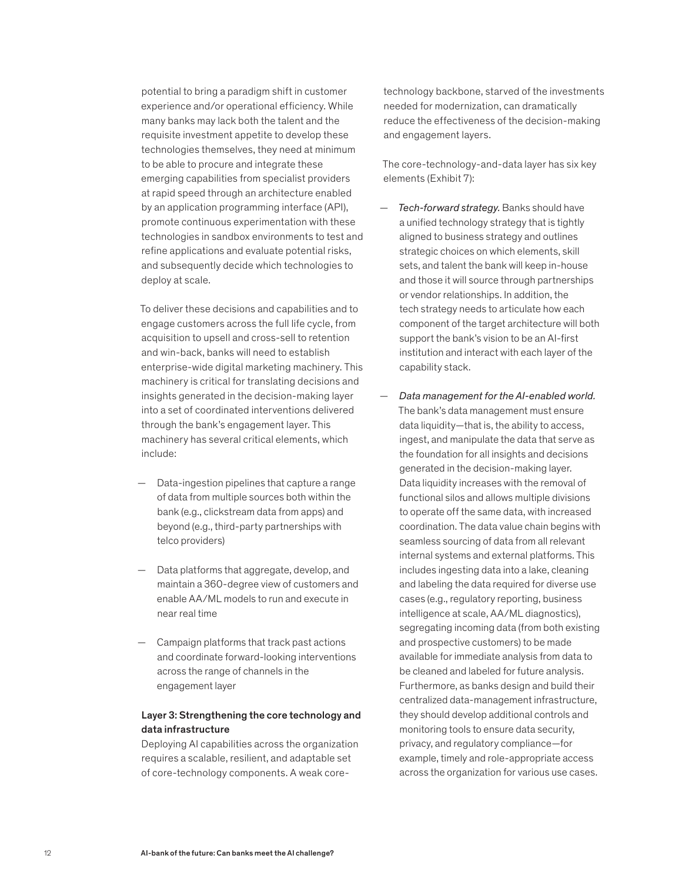potential to bring a paradigm shift in customer experience and/or operational efficiency. While many banks may lack both the talent and the requisite investment appetite to develop these technologies themselves, they need at minimum to be able to procure and integrate these emerging capabilities from specialist providers at rapid speed through an architecture enabled by an application programming interface (API), promote continuous experimentation with these technologies in sandbox environments to test and refine applications and evaluate potential risks, and subsequently decide which technologies to deploy at scale.

To deliver these decisions and capabilities and to engage customers across the full life cycle, from acquisition to upsell and cross-sell to retention and win-back, banks will need to establish enterprise-wide digital marketing machinery. This machinery is critical for translating decisions and insights generated in the decision-making layer into a set of coordinated interventions delivered through the bank's engagement layer. This machinery has several critical elements, which include:

- Data-ingestion pipelines that capture a range of data from multiple sources both within the bank (e.g., clickstream data from apps) and beyond (e.g., third-party partnerships with telco providers)
- Data platforms that aggregate, develop, and maintain a 360-degree view of customers and enable AA/ML models to run and execute in near real time
- Campaign platforms that track past actions and coordinate forward-looking interventions across the range of channels in the engagement layer

### Layer 3: Strengthening the core technology and data infrastructure

Deploying AI capabilities across the organization requires a scalable, resilient, and adaptable set of core-technology components. A weak core-technology backbone, starved of the investments needed for modernization, can dramatically reduce the effectiveness of the decision-making and engagement layers.

The core-technology-and-data layer has six key elements (Exhibit 7):

- *Tech-forward strategy.* Banks should have a unified technology strategy that is tightly aligned to business strategy and outlines strategic choices on which elements, skill sets, and talent the bank will keep in-house and those it will source through partnerships or vendor relationships. In addition, the tech strategy needs to articulate how each component of the target architecture will both support the bank's vision to be an AI-first institution and interact with each layer of the capability stack.
- *Data management for the AI-enabled world.* The bank's data management must ensure data liquidity—that is, the ability to access, ingest, and manipulate the data that serve as the foundation for all insights and decisions generated in the decision-making layer. Data liquidity increases with the removal of functional silos and allows multiple divisions to operate off the same data, with increased coordination. The data value chain begins with seamless sourcing of data from all relevant internal systems and external platforms. This includes ingesting data into a lake, cleaning and labeling the data required for diverse use cases (e.g., regulatory reporting, business intelligence at scale, AA/ML diagnostics), segregating incoming data (from both existing and prospective customers) to be made available for immediate analysis from data to be cleaned and labeled for future analysis. Furthermore, as banks design and build their centralized data-management infrastructure, they should develop additional controls and monitoring tools to ensure data security, privacy, and regulatory compliance—for example, timely and role-appropriate access across the organization for various use cases.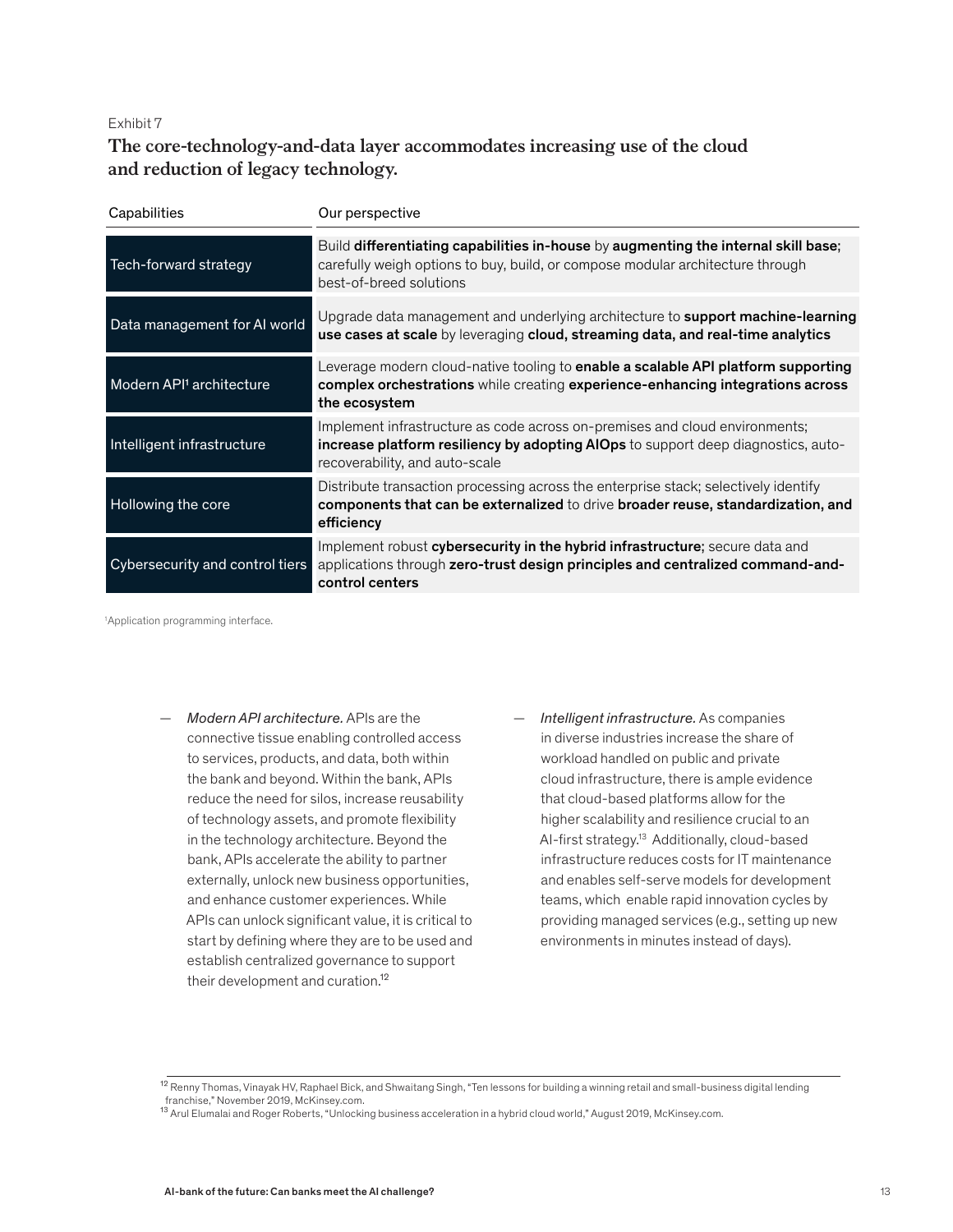Exhibit 7

**The core-technology-and-data layer accommodates increasing use of the cloud and reduction of legacy technology.**

| Capabilities | Our perspective |
|---|---|
| Tech-forward strategy | Build **differentiating capabilities in-house** by **augmenting the internal skill base**; carefully weigh options to buy, build, or compose modular architecture through best-of-breed solutions |
| Data management for AI world | Upgrade data management and underlying architecture to **support machine-learning use cases at scale** by leveraging **cloud, streaming data, and real-time analytics** |
| Modern API[1] architecture | Leverage modern cloud-native tooling to **enable a scalable API platform supporting complex orchestrations** while creating **experience-enhancing integrations across the ecosystem** |
| Intelligent infrastructure | Implement infrastructure as code across on-premises and cloud environments; **increase platform resiliency by adopting AIOps** to support deep diagnostics, auto-recoverability, and auto-scale |
| Hollowing the core | Distribute transaction processing across the enterprise stack; selectively identify **components that can be externalized** to drive **broader reuse, standardization, and efficiency** |
| Cybersecurity and control tiers | Implement robust **cybersecurity in the hybrid infrastructure**; secure data and applications through **zero-trust design principles and centralized command-and-control centers** |

[1]Application programming interface.

— *Modern API architecture.* APIs are the connective tissue enabling controlled access to services, products, and data, both within the bank and beyond. Within the bank, APIs reduce the need for silos, increase reusability of technology assets, and promote flexibility in the technology architecture. Beyond the bank, APIs accelerate the ability to partner externally, unlock new business opportunities, and enhance customer experiences. While APIs can unlock significant value, it is critical to start by defining where they are to be used and establish centralized governance to support their development and curation.[12]

— *Intelligent infrastructure.* As companies in diverse industries increase the share of workload handled on public and private cloud infrastructure, there is ample evidence that cloud-based platforms allow for the higher scalability and resilience crucial to an AI-first strategy.[13] Additionally, cloud-based infrastructure reduces costs for IT maintenance and enables self-serve models for development teams, which enable rapid innovation cycles by providing managed services (e.g., setting up new environments in minutes instead of days).

[12] Renny Thomas, Vinayak HV, Raphael Bick, and Shwaitang Singh, "Ten lessons for building a winning retail and small-business digital lending franchise," November 2019, McKinsey.com.

[13] Arul Elumalai and Roger Roberts, "Unlocking business acceleration in a hybrid cloud world," August 2019, McKinsey.com.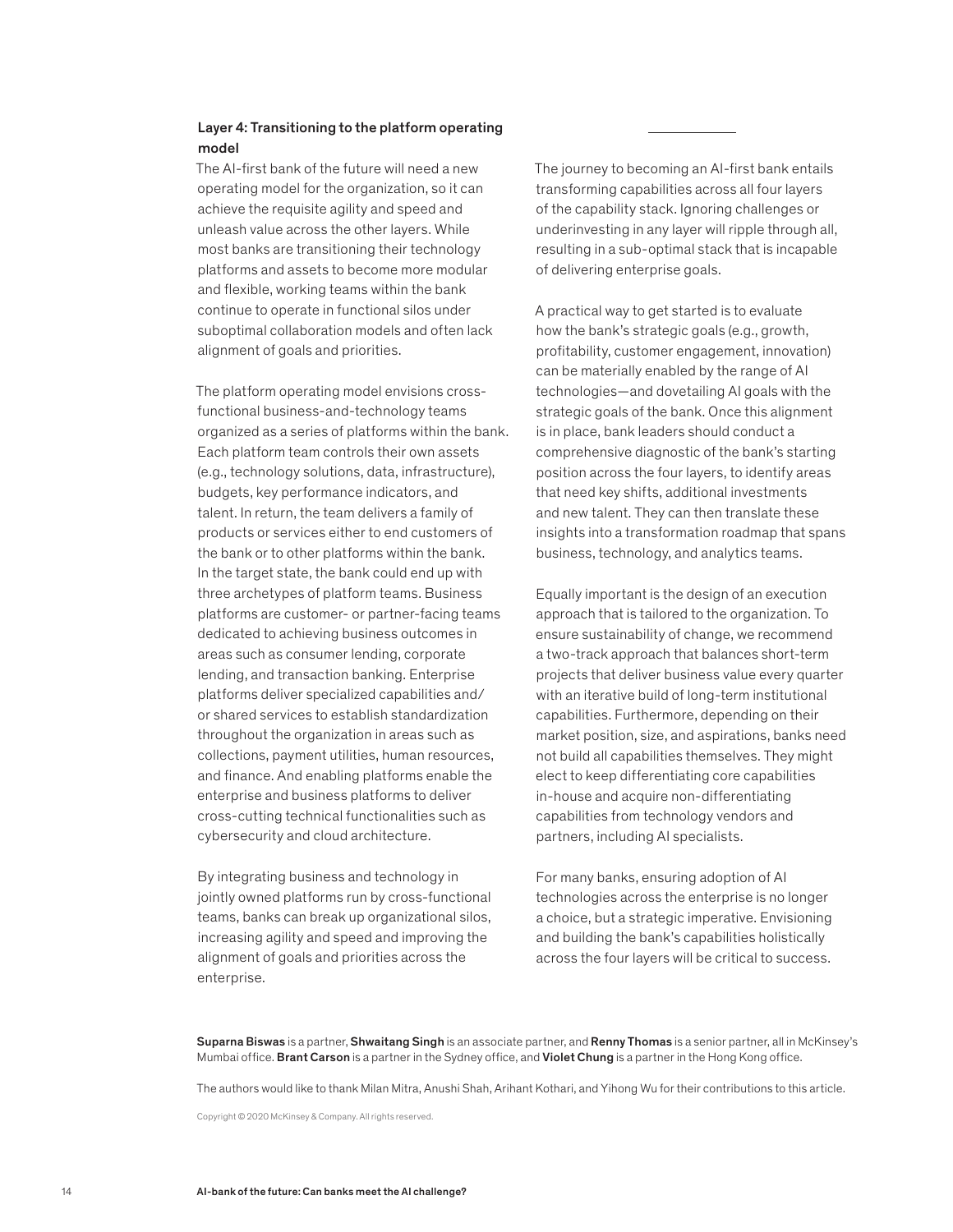### Layer 4: Transitioning to the platform operating model

The AI-first bank of the future will need a new operating model for the organization, so it can achieve the requisite agility and speed and unleash value across the other layers. While most banks are transitioning their technology platforms and assets to become more modular and flexible, working teams within the bank continue to operate in functional silos under suboptimal collaboration models and often lack alignment of goals and priorities.

The platform operating model envisions cross-functional business-and-technology teams organized as a series of platforms within the bank. Each platform team controls their own assets (e.g., technology solutions, data, infrastructure), budgets, key performance indicators, and talent. In return, the team delivers a family of products or services either to end customers of the bank or to other platforms within the bank. In the target state, the bank could end up with three archetypes of platform teams. Business platforms are customer- or partner-facing teams dedicated to achieving business outcomes in areas such as consumer lending, corporate lending, and transaction banking. Enterprise platforms deliver specialized capabilities and/or shared services to establish standardization throughout the organization in areas such as collections, payment utilities, human resources, and finance. And enabling platforms enable the enterprise and business platforms to deliver cross-cutting technical functionalities such as cybersecurity and cloud architecture.

By integrating business and technology in jointly owned platforms run by cross-functional teams, banks can break up organizational silos, increasing agility and speed and improving the alignment of goals and priorities across the enterprise.

---

The journey to becoming an AI-first bank entails transforming capabilities across all four layers of the capability stack. Ignoring challenges or underinvesting in any layer will ripple through all, resulting in a sub-optimal stack that is incapable of delivering enterprise goals.

A practical way to get started is to evaluate how the bank's strategic goals (e.g., growth, profitability, customer engagement, innovation) can be materially enabled by the range of AI technologies—and dovetailing AI goals with the strategic goals of the bank. Once this alignment is in place, bank leaders should conduct a comprehensive diagnostic of the bank's starting position across the four layers, to identify areas that need key shifts, additional investments and new talent. They can then translate these insights into a transformation roadmap that spans business, technology, and analytics teams.

Equally important is the design of an execution approach that is tailored to the organization. To ensure sustainability of change, we recommend a two-track approach that balances short-term projects that deliver business value every quarter with an iterative build of long-term institutional capabilities. Furthermore, depending on their market position, size, and aspirations, banks need not build all capabilities themselves. They might elect to keep differentiating core capabilities in-house and acquire non-differentiating capabilities from technology vendors and partners, including AI specialists.

For many banks, ensuring adoption of AI technologies across the enterprise is no longer a choice, but a strategic imperative. Envisioning and building the bank's capabilities holistically across the four layers will be critical to success.

**Suparna Biswas** is a partner, **Shwaitang Singh** is an associate partner, and **Renny Thomas** is a senior partner, all in McKinsey's Mumbai office. **Brant Carson** is a partner in the Sydney office, and **Violet Chung** is a partner in the Hong Kong office.

The authors would like to thank Milan Mitra, Anushi Shah, Arihant Kothari, and Yihong Wu for their contributions to this article.

Copyright © 2020 McKinsey & Company. All rights reserved.